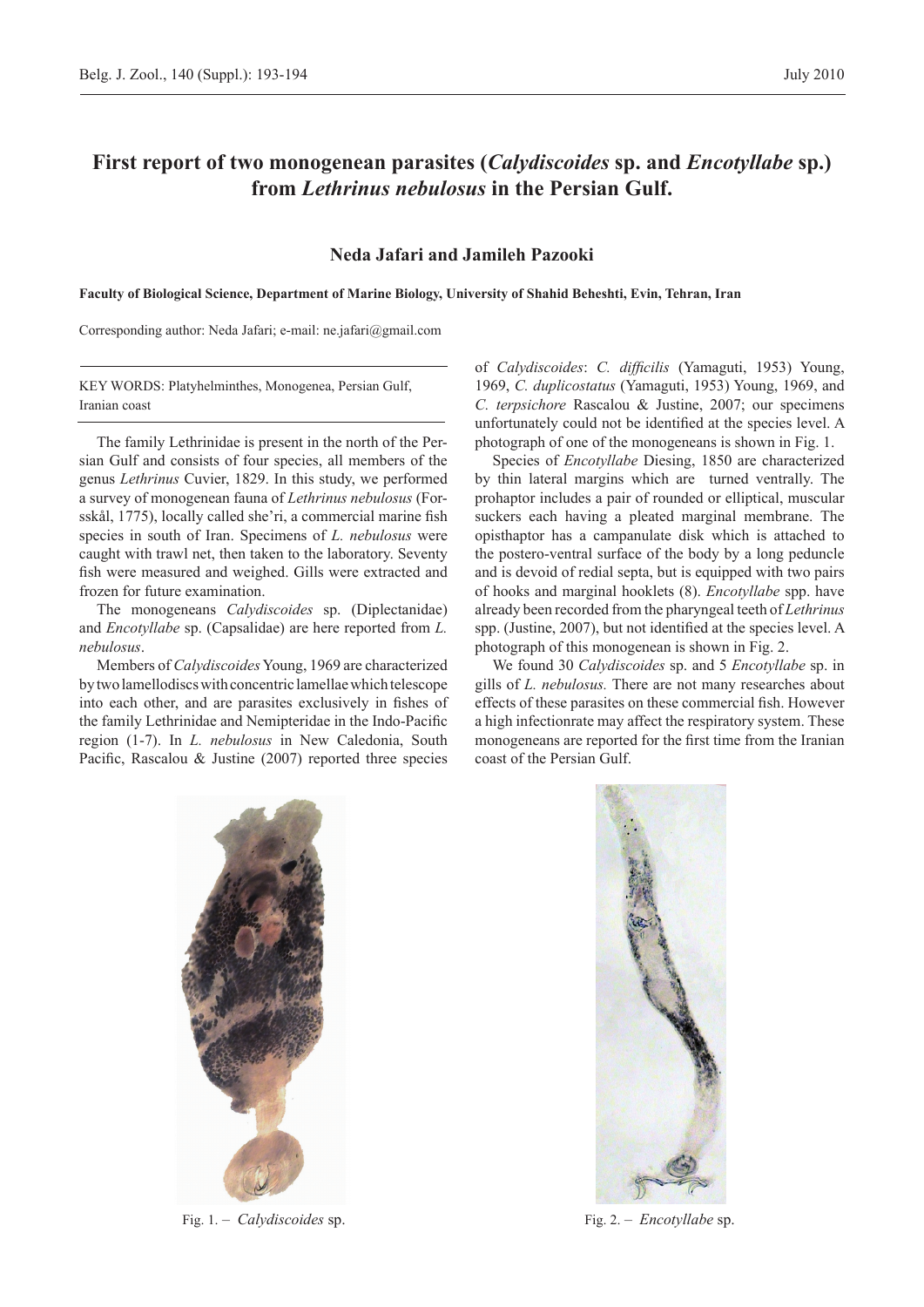# First report of two monogenean parasites (*Calydiscoides* sp. and *Encotyllabe* sp.) from *Lethrinus nebulosus* in the Persian Gulf.

**Neda Jafari and Jamileh Pazooki**

**Faculty of Biological Science, Department of Marine Biology, University of Shahid Beheshti, Evin, Tehran, Iran**

Corresponding author: Neda Jafari; e-mail: ne.jafari@gmail.com

KEY WORDS: Platyhelminthes, Monogenea, Persian Gulf, Iranian coast

The family Lethrinidae is present in the north of the Persian Gulf and consists of four species, all members of the genus *Lethrinus* Cuvier, 1829. In this study, we performed a survey of monogenean fauna of *Lethrinus nebulosus* (Forsskål, 1775), locally called she'ri, a commercial marine fish species in south of Iran. Specimens of *L. nebulosus* were caught with trawl net, then taken to the laboratory. Seventy fish were measured and weighed. Gills were extracted and frozen for future examination.

The monogeneans *Calydiscoides* sp. (Diplectanidae) and *Encotyllabe* sp. (Capsalidae) are here reported from *L. nebulosus*.

Members of *Calydiscoides* Young, 1969 are characterized by two lamellodiscs with concentric lamellae which telescope into each other, and are parasites exclusively in fishes of the family Lethrinidae and Nemipteridae in the Indo-Pacific region (1-7). In *L. nebulosus* in New Caledonia, South Pacific, Rascalou & Justine (2007) reported three species of *Calydiscoides*: *C. difficilis* (Yamaguti, 1953) Young, 1969, *C. duplicostatus* (Yamaguti, 1953) Young, 1969, and *C. terpsichore* Rascalou & Justine, 2007; our specimens unfortunately could not be identified at the species level. A photograph of one of the monogeneans is shown in Fig. 1.

Species of *Encotyllabe* Diesing, 1850 are characterized by thin lateral margins which are turned ventrally. The prohaptor includes a pair of rounded or elliptical, muscular suckers each having a pleated marginal membrane. The opisthaptor has a campanulate disk which is attached to the postero-ventral surface of the body by a long peduncle and is devoid of redial septa, but is equipped with two pairs of hooks and marginal hooklets (8). *Encotyllabe* spp. have already been recorded from the pharyngeal teeth of *Lethrinus* spp. (Justine, 2007), but not identified at the species level. A photograph of this monogenean is shown in Fig. 2.

We found 30 *Calydiscoides* sp. and 5 *Encotyllabe* sp. in gills of *L. nebulosus.* There are not many researches about effects of these parasites on these commercial fish. However a high infectionrate may affect the respiratory system. These monogeneans are reported for the first time from the Iranian coast of the Persian Gulf.

Fig. 1. – *Calydiscoides* sp.

Fig. 2. – *Encotyllabe* sp.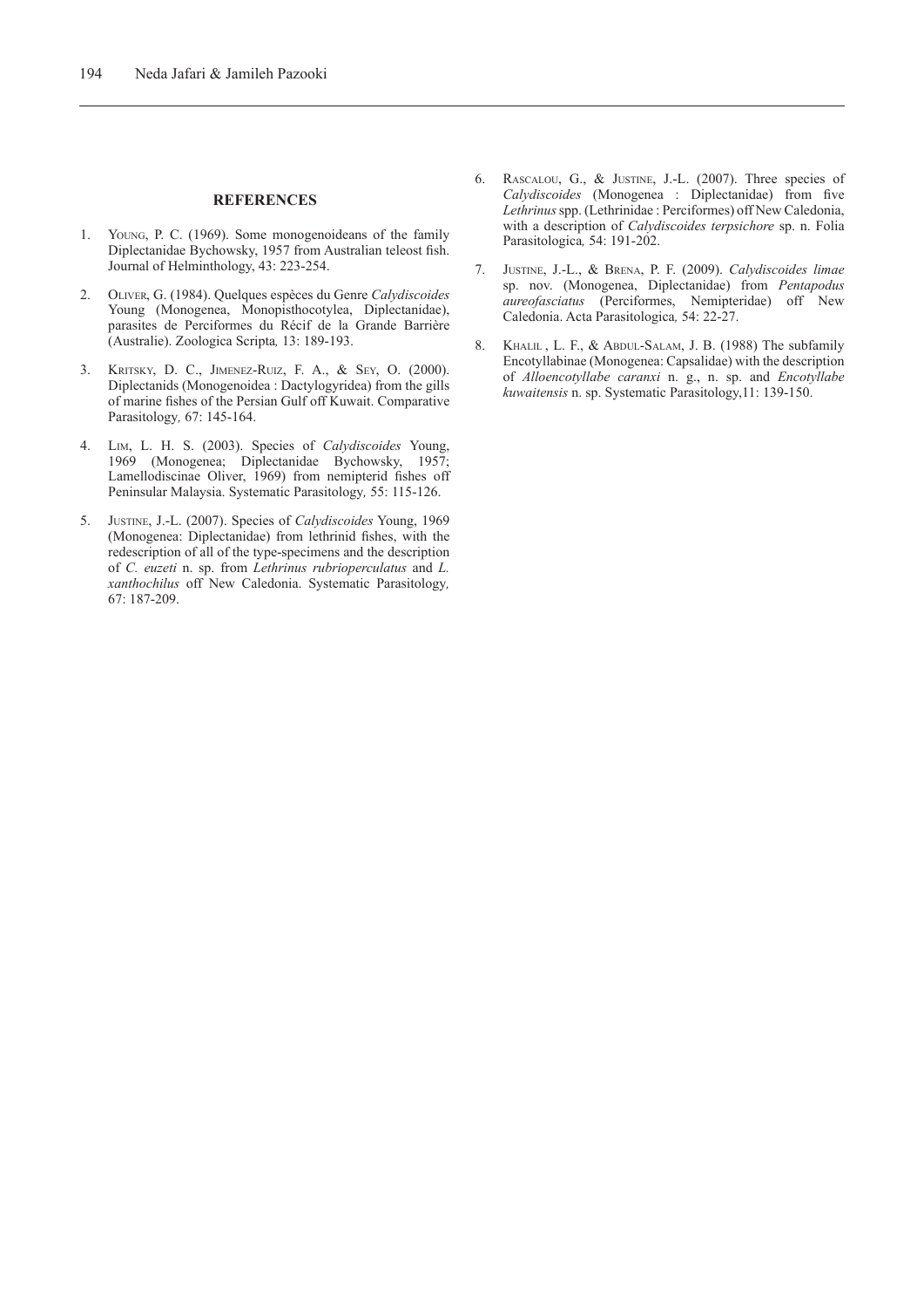## REFERENCES

1. Young, P. C. (1969). Some monogenoideans of the family Diplectanidae Bychowsky, 1957 from Australian teleost fish. Journal of Helminthology, 43: 223-254.

2. Oliver, G. (1984). Quelques espèces du Genre *Calydiscoides* Young (Monogenea, Monopisthocotylea, Diplectanidae), parasites de Perciformes du Récif de la Grande Barrière (Australie). Zoologica Scripta*,* 13: 189-193.

3. Kritsky, D. C., Jimenez-Ruiz, F. A., & Sey, O. (2000). Diplectanids (Monogenoidea : Dactylogyridea) from the gills of marine fishes of the Persian Gulf off Kuwait. Comparative Parasitology*,* 67: 145-164.

4. Lim, L. H. S. (2003). Species of *Calydiscoides* Young, 1969 (Monogenea; Diplectanidae Bychowsky, 1957; Lamellodiscinae Oliver, 1969) from nemipterid fishes off Peninsular Malaysia. Systematic Parasitology*,* 55: 115-126.

5. Justine, J.-L. (2007). Species of *Calydiscoides* Young, 1969 (Monogenea: Diplectanidae) from lethrinid fishes, with the redescription of all of the type-specimens and the description of *C. euzeti* n. sp. from *Lethrinus rubrioperculatus* and *L. xanthochilus* off New Caledonia. Systematic Parasitology*,* 67: 187-209.

6. Rascalou, G., & Justine, J.-L. (2007). Three species of *Calydiscoides* (Monogenea : Diplectanidae) from five *Lethrinus* spp. (Lethrinidae : Perciformes) off New Caledonia, with a description of *Calydiscoides terpsichore* sp. n. Folia Parasitologica*,* 54: 191-202.

7. Justine, J.-L., & Brena, P. F. (2009). *Calydiscoides limae* sp. nov. (Monogenea, Diplectanidae) from *Pentapodus aureofasciatus* (Perciformes, Nemipteridae) off New Caledonia. Acta Parasitologica*,* 54: 22-27.

8. Khalil , L. F., & Abdul-Salam, J. B. (1988) The subfamily Encotyllabinae (Monogenea: Capsalidae) with the description of *Alloencotyllabe caranxi* n. g., n. sp. and *Encotyllabe kuwaitensis* n. sp. Systematic Parasitology,11: 139-150.